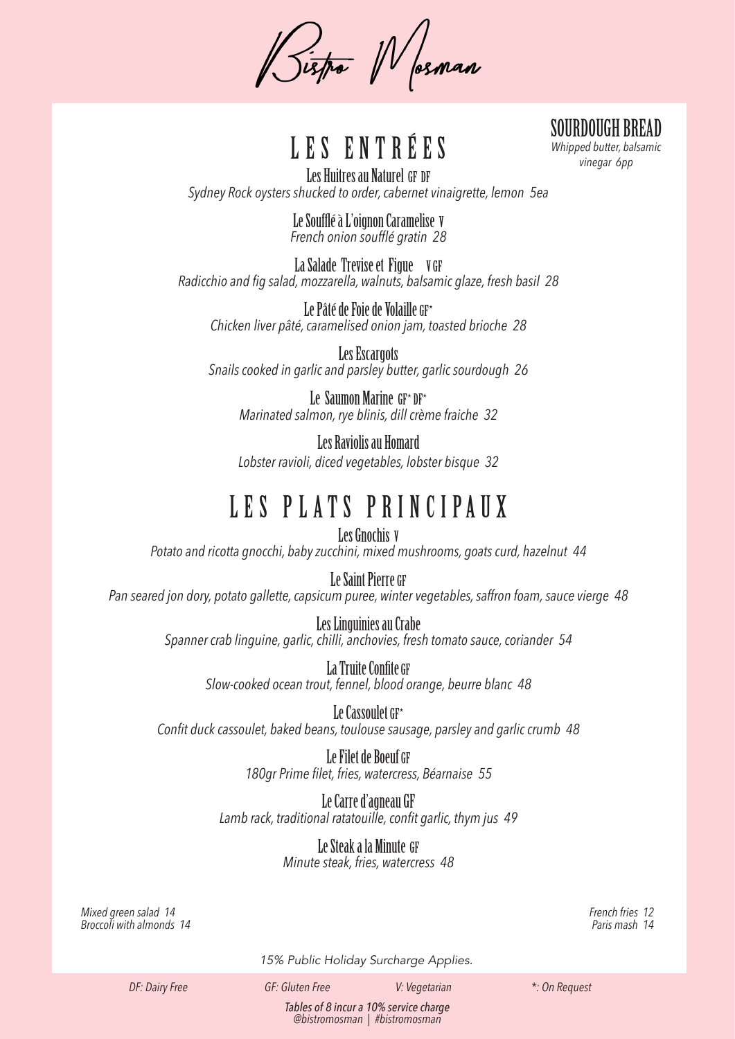# Bistro Mosman

## SOURDOUGH BREAD

*Whipped butter, balsamic vinegar 6pp*

## LES ENTRÉES

**Les Huitres au Naturel** GF DF
*Sydney Rock oysters shucked to order, cabernet vinaigrette, lemon 5ea*

**Le Soufflé à L'oignon Caramelise** V
*French onion soufflé gratin 28*

**La Salade Trevise et Figue** V GF
*Radicchio and fig salad, mozzarella, walnuts, balsamic glaze, fresh basil 28*

**Le Pâté de Foie de Volaille** GF*
*Chicken liver pâté, caramelised onion jam, toasted brioche 28*

**Les Escargots**
*Snails cooked in garlic and parsley butter, garlic sourdough 26*

**Le Saumon Marine** GF* DF*
*Marinated salmon, rye blinis, dill crème fraiche 32*

**Les Raviolis au Homard**
*Lobster ravioli, diced vegetables, lobster bisque 32*

## LES PLATS PRINCIPAUX

**Les Gnochis** V
*Potato and ricotta gnocchi, baby zucchini, mixed mushrooms, goats curd, hazelnut 44*

**Le Saint Pierre** GF
*Pan seared jon dory, potato gallette, capsicum puree, winter vegetables, saffron foam, sauce vierge 48*

**Les Linguinies au Crabe**
*Spanner crab linguine, garlic, chilli, anchovies, fresh tomato sauce, coriander 54*

**La Truite Confite** GF
*Slow-cooked ocean trout, fennel, blood orange, beurre blanc 48*

**Le Cassoulet** GF*
*Confit duck cassoulet, baked beans, toulouse sausage, parsley and garlic crumb 48*

**Le Filet de Boeuf** GF
*180gr Prime filet, fries, watercress, Béarnaise 55*

**Le Carre d'agneau** GF
*Lamb rack, traditional ratatouille, confit garlic, thym jus 49*

**Le Steak a la Minute** GF
*Minute steak, fries, watercress 48*

*Mixed green salad 14*
*Broccoli with almonds 14*

*French fries 12*
*Paris mash 14*

*15% Public Holiday Surcharge Applies.*

*DF: Dairy Free* | *GF: Gluten Free* | *V: Vegetarian* | *\*: On Request*

*Tables of 8 incur a 10% service charge*
*@bistromosman | #bistromosman*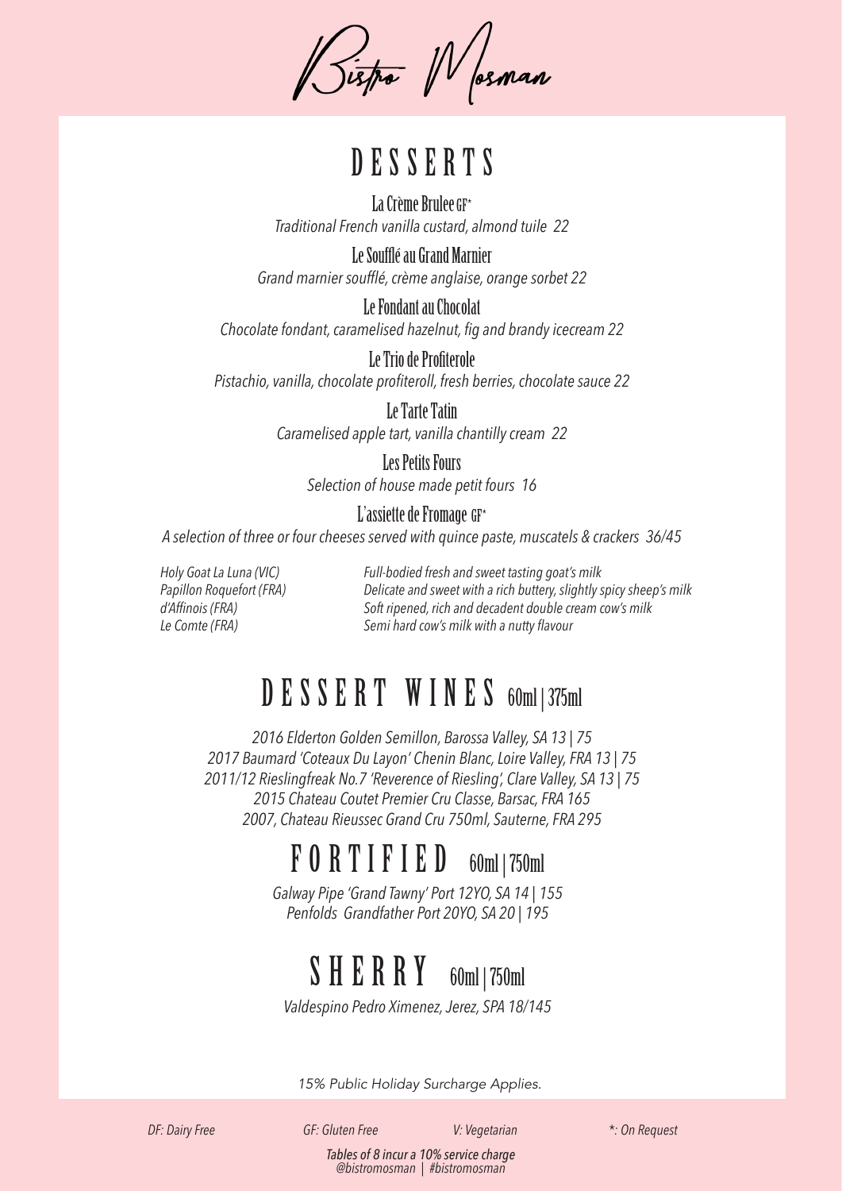# Bistro Mosman

## DESSERTS

**La Crème Brulee** GF*
*Traditional French vanilla custard, almond tuile 22*

**Le Soufflé au Grand Marnier**
*Grand marnier soufflé, crème anglaise, orange sorbet 22*

**Le Fondant au Chocolat**
*Chocolate fondant, caramelised hazelnut, fig and brandy icecream 22*

**Le Trio de Profiterole**
*Pistachio, vanilla, chocolate profiteroll, fresh berries, chocolate sauce 22*

**Le Tarte Tatin**
*Caramelised apple tart, vanilla chantilly cream 22*

**Les Petits Fours**
*Selection of house made petit fours 16*

**L'assiette de Fromage** GF*
*A selection of three or four cheeses served with quince paste, muscatels & crackers 36/45*

| | |
|---|---|
| *Holy Goat La Luna (VIC)* | *Full-bodied fresh and sweet tasting goat's milk* |
| *Papillon Roquefort (FRA)* | *Delicate and sweet with a rich buttery, slightly spicy sheep's milk* |
| *d'Affinois (FRA)* | *Soft ripened, rich and decadent double cream cow's milk* |
| *Le Comte (FRA)* | *Semi hard cow's milk with a nutty flavour* |

## DESSERT WINES 60ml | 375ml

*2016 Elderton Golden Semillon, Barossa Valley, SA 13 | 75*
*2017 Baumard 'Coteaux Du Layon' Chenin Blanc, Loire Valley, FRA 13 | 75*
*2011/12 Rieslingfreak No.7 'Reverence of Riesling', Clare Valley, SA 13 | 75*
*2015 Chateau Coutet Premier Cru Classe, Barsac, FRA 165*
*2007, Chateau Rieussec Grand Cru 750ml, Sauterne, FRA 295*

## FORTIFIED 60ml | 750ml

*Galway Pipe 'Grand Tawny' Port 12YO, SA 14 | 155*
*Penfolds Grandfather Port 20YO, SA 20 | 195*

## SHERRY 60ml | 750ml

*Valdespino Pedro Ximenez, Jerez, SPA 18/145*

*15% Public Holiday Surcharge Applies.*

*DF: Dairy Free* *GF: Gluten Free* *V: Vegetarian* *\*: On Request*

*Tables of 8 incur a 10% service charge*
*@bistromosman | #bistromosman*